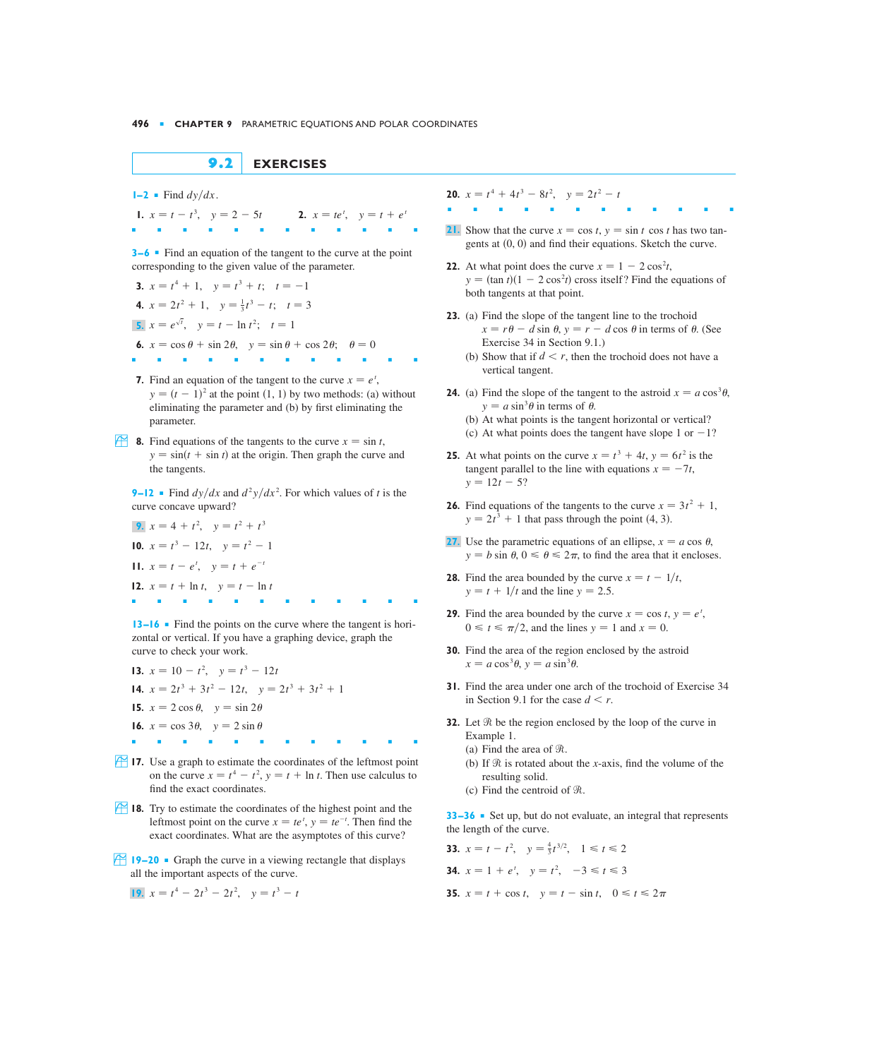## 9.2 EXERCISES

**1–2** ▪ Find $dy/dx$.

1. $x = t - t^3, \quad y = 2 - 5t$

2. $x = te^t, \quad y = t + e^t$

**3–6** ▪ Find an equation of the tangent to the curve at the point corresponding to the given value of the parameter.

3. $x = t^4 + 1, \quad y = t^3 + t; \quad t = -1$

4. $x = 2t^2 + 1, \quad y = \frac{1}{3}t^3 - t; \quad t = 3$

5. $x = e^{\sqrt{t}}, \quad y = t - \ln t^2; \quad t = 1$

6. $x = \cos\theta + \sin 2\theta, \quad y = \sin\theta + \cos 2\theta; \quad \theta = 0$

7. Find an equation of the tangent to the curve $x = e^t$, $y = (t - 1)^2$ at the point $(1, 1)$ by two methods: (a) without eliminating the parameter and (b) by first eliminating the parameter.

8. Find equations of the tangents to the curve $x = \sin t$, $y = \sin(t + \sin t)$ at the origin. Then graph the curve and the tangents.

**9–12** ▪ Find $dy/dx$ and $d^2y/dx^2$. For which values of $t$ is the curve concave upward?

9. $x = 4 + t^2, \quad y = t^2 + t^3$

10. $x = t^3 - 12t, \quad y = t^2 - 1$

11. $x = t - e^t, \quad y = t + e^{-t}$

12. $x = t + \ln t, \quad y = t - \ln t$

**13–16** ▪ Find the points on the curve where the tangent is horizontal or vertical. If you have a graphing device, graph the curve to check your work.

13. $x = 10 - t^2, \quad y = t^3 - 12t$

14. $x = 2t^3 + 3t^2 - 12t, \quad y = 2t^3 + 3t^2 + 1$

15. $x = 2\cos\theta, \quad y = \sin 2\theta$

16. $x = \cos 3\theta, \quad y = 2\sin\theta$

17. Use a graph to estimate the coordinates of the leftmost point on the curve $x = t^4 - t^2$, $y = t + \ln t$. Then use calculus to find the exact coordinates.

18. Try to estimate the coordinates of the highest point and the leftmost point on the curve $x = te^t$, $y = te^{-t}$. Then find the exact coordinates. What are the asymptotes of this curve?

**19–20** ▪ Graph the curve in a viewing rectangle that displays all the important aspects of the curve.

19. $x = t^4 - 2t^3 - 2t^2, \quad y = t^3 - t$

20. $x = t^4 + 4t^3 - 8t^2, \quad y = 2t^2 - t$

21. Show that the curve $x = \cos t$, $y = \sin t \cos t$ has two tangents at $(0, 0)$ and find their equations. Sketch the curve.

22. At what point does the curve $x = 1 - 2\cos^2 t$, $y = (\tan t)(1 - 2\cos^2 t)$ cross itself? Find the equations of both tangents at that point.

23. (a) Find the slope of the tangent line to the trochoid $x = r\theta - d\sin\theta$, $y = r - d\cos\theta$ in terms of $\theta$. (See Exercise 34 in Section 9.1.)
    (b) Show that if $d < r$, then the trochoid does not have a vertical tangent.

24. (a) Find the slope of the tangent to the astroid $x = a\cos^3\theta$, $y = a\sin^3\theta$ in terms of $\theta$.
    (b) At what points is the tangent horizontal or vertical?
    (c) At what points does the tangent have slope 1 or $-1$?

25. At what points on the curve $x = t^3 + 4t$, $y = 6t^2$ is the tangent parallel to the line with equations $x = -7t$, $y = 12t - 5$?

26. Find equations of the tangents to the curve $x = 3t^2 + 1$, $y = 2t^3 + 1$ that pass through the point $(4, 3)$.

27. Use the parametric equations of an ellipse, $x = a\cos\theta$, $y = b\sin\theta$, $0 \leqslant \theta \leqslant 2\pi$, to find the area that it encloses.

28. Find the area bounded by the curve $x = t - 1/t$, $y = t + 1/t$ and the line $y = 2.5$.

29. Find the area bounded by the curve $x = \cos t$, $y = e^t$, $0 \leqslant t \leqslant \pi/2$, and the lines $y = 1$ and $x = 0$.

30. Find the area of the region enclosed by the astroid $x = a\cos^3\theta$, $y = a\sin^3\theta$.

31. Find the area under one arch of the trochoid of Exercise 34 in Section 9.1 for the case $d < r$.

32. Let $\mathcal{R}$ be the region enclosed by the loop of the curve in Example 1.
    (a) Find the area of $\mathcal{R}$.
    (b) If $\mathcal{R}$ is rotated about the $x$-axis, find the volume of the resulting solid.
    (c) Find the centroid of $\mathcal{R}$.

**33–36** ▪ Set up, but do not evaluate, an integral that represents the length of the curve.

33. $x = t - t^2, \quad y = \frac{4}{3}t^{3/2}, \quad 1 \leqslant t \leqslant 2$

34. $x = 1 + e^t, \quad y = t^2, \quad -3 \leqslant t \leqslant 3$

35. $x = t + \cos t, \quad y = t - \sin t, \quad 0 \leqslant t \leqslant 2\pi$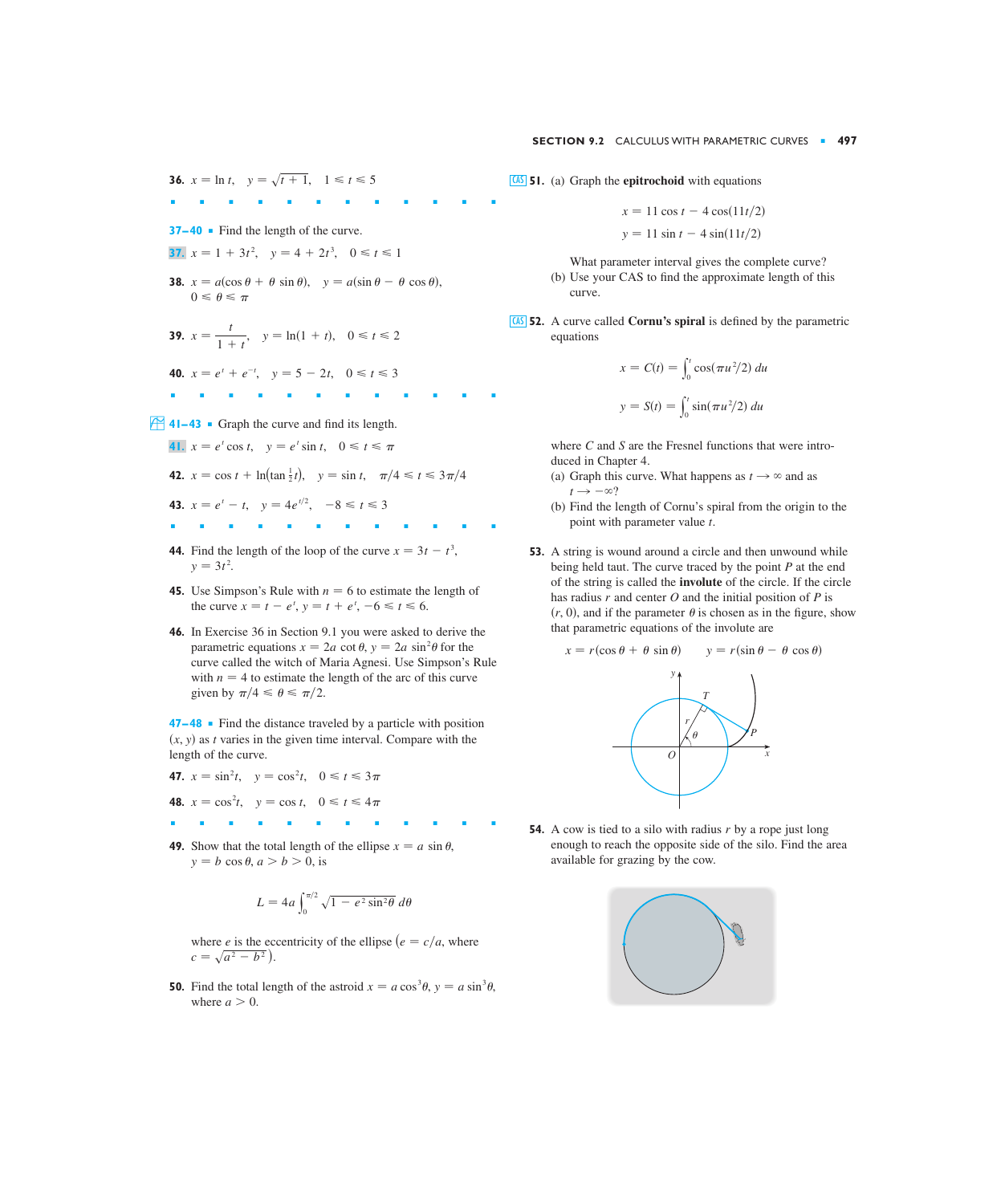36. $x = \ln t, \quad y = \sqrt{t+1}, \quad 1 \leqslant t \leqslant 5$

**37–40** ▪ Find the length of the curve.

37. $x = 1 + 3t^2, \quad y = 4 + 2t^3, \quad 0 \leqslant t \leqslant 1$

38. $x = a(\cos\theta + \theta\sin\theta), \quad y = a(\sin\theta - \theta\cos\theta),$
$0 \leqslant \theta \leqslant \pi$

39. $x = \dfrac{t}{1+t}, \quad y = \ln(1+t), \quad 0 \leqslant t \leqslant 2$

40. $x = e^t + e^{-t}, \quad y = 5 - 2t, \quad 0 \leqslant t \leqslant 3$

**41–43** ▪ Graph the curve and find its length.

41. $x = e^t\cos t, \quad y = e^t\sin t, \quad 0 \leqslant t \leqslant \pi$

42. $x = \cos t + \ln(\tan\frac{1}{2}t), \quad y = \sin t, \quad \pi/4 \leqslant t \leqslant 3\pi/4$

43. $x = e^t - t, \quad y = 4e^{t/2}, \quad -8 \leqslant t \leqslant 3$

44. Find the length of the loop of the curve $x = 3t - t^3$, $y = 3t^2$.

45. Use Simpson's Rule with $n = 6$ to estimate the length of the curve $x = t - e^t$, $y = t + e^t$, $-6 \leqslant t \leqslant 6$.

46. In Exercise 36 in Section 9.1 you were asked to derive the parametric equations $x = 2a\cot\theta$, $y = 2a\sin^2\theta$ for the curve called the witch of Maria Agnesi. Use Simpson's Rule with $n = 4$ to estimate the length of the arc of this curve given by $\pi/4 \leqslant \theta \leqslant \pi/2$.

**47–48** ▪ Find the distance traveled by a particle with position $(x, y)$ as $t$ varies in the given time interval. Compare with the length of the curve.

47. $x = \sin^2 t, \quad y = \cos^2 t, \quad 0 \leqslant t \leqslant 3\pi$

48. $x = \cos^2 t, \quad y = \cos t, \quad 0 \leqslant t \leqslant 4\pi$

49. Show that the total length of the ellipse $x = a\sin\theta$, $y = b\cos\theta$, $a > b > 0$, is

$$L = 4a\int_0^{\pi/2}\sqrt{1 - e^2\sin^2\theta}\,d\theta$$

where $e$ is the eccentricity of the ellipse $\left(e = c/a, \text{ where } c = \sqrt{a^2 - b^2}\right)$.

50. Find the total length of the astroid $x = a\cos^3\theta$, $y = a\sin^3\theta$, where $a > 0$.

51. (a) Graph the **epitrochoid** with equations

$$x = 11\cos t - 4\cos(11t/2)$$
$$y = 11\sin t - 4\sin(11t/2)$$

What parameter interval gives the complete curve?

(b) Use your CAS to find the approximate length of this curve.

52. A curve called **Cornu's spiral** is defined by the parametric equations

$$x = C(t) = \int_0^t \cos(\pi u^2/2)\,du$$

$$y = S(t) = \int_0^t \sin(\pi u^2/2)\,du$$

where $C$ and $S$ are the Fresnel functions that were introduced in Chapter 4.

(a) Graph this curve. What happens as $t \to \infty$ and as $t \to -\infty$?

(b) Find the length of Cornu's spiral from the origin to the point with parameter value $t$.

53. A string is wound around a circle and then unwound while being held taut. The curve traced by the point $P$ at the end of the string is called the **involute** of the circle. If the circle has radius $r$ and center $O$ and the initial position of $P$ is $(r, 0)$, and if the parameter $\theta$ is chosen as in the figure, show that parametric equations of the involute are

$$x = r(\cos\theta + \theta\sin\theta) \qquad y = r(\sin\theta - \theta\cos\theta)$$

y
T
r
θ
P
O
x

54. A cow is tied to a silo with radius $r$ by a rope just long enough to reach the opposite side of the silo. Find the area available for grazing by the cow.